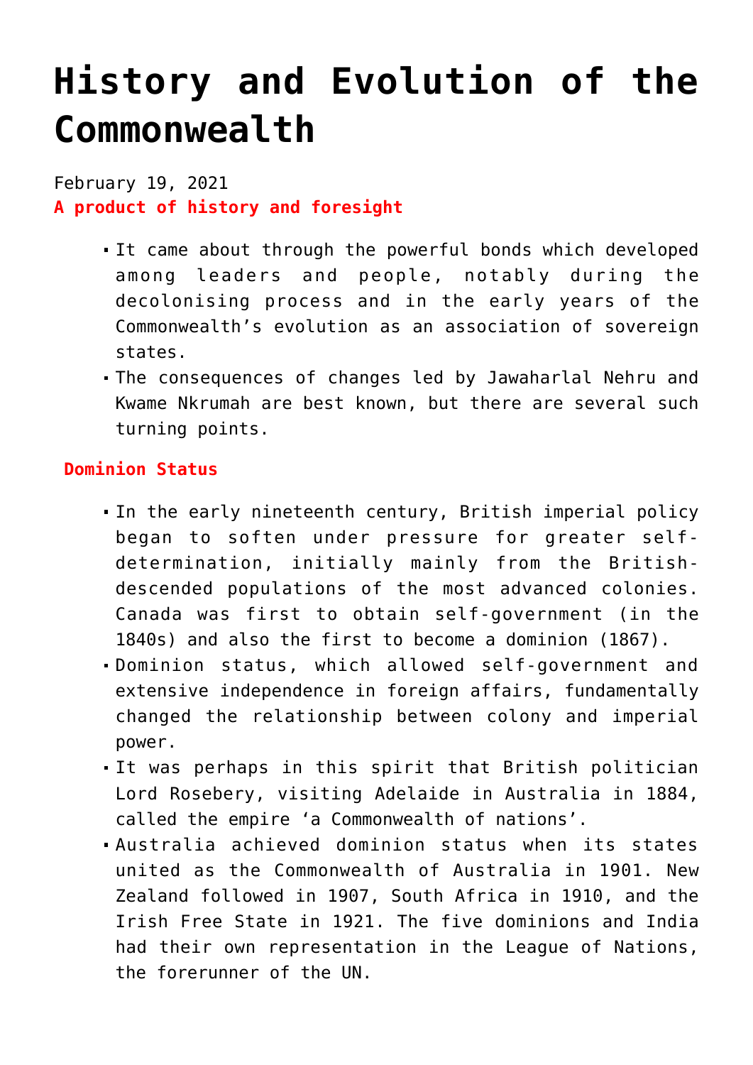# History and Evolution of the Commonwealth

February 19, 2021

**A product of history and foresight**

- It came about through the powerful bonds which developed among leaders and people, notably during the decolonising process and in the early years of the Commonwealth's evolution as an association of sovereign states.
- The consequences of changes led by Jawaharlal Nehru and Kwame Nkrumah are best known, but there are several such turning points.

**Dominion Status**

- In the early nineteenth century, British imperial policy began to soften under pressure for greater self-determination, initially mainly from the British-descended populations of the most advanced colonies. Canada was first to obtain self-government (in the 1840s) and also the first to become a dominion (1867).
- Dominion status, which allowed self-government and extensive independence in foreign affairs, fundamentally changed the relationship between colony and imperial power.
- It was perhaps in this spirit that British politician Lord Rosebery, visiting Adelaide in Australia in 1884, called the empire 'a Commonwealth of nations'.
- Australia achieved dominion status when its states united as the Commonwealth of Australia in 1901. New Zealand followed in 1907, South Africa in 1910, and the Irish Free State in 1921. The five dominions and India had their own representation in the League of Nations, the forerunner of the UN.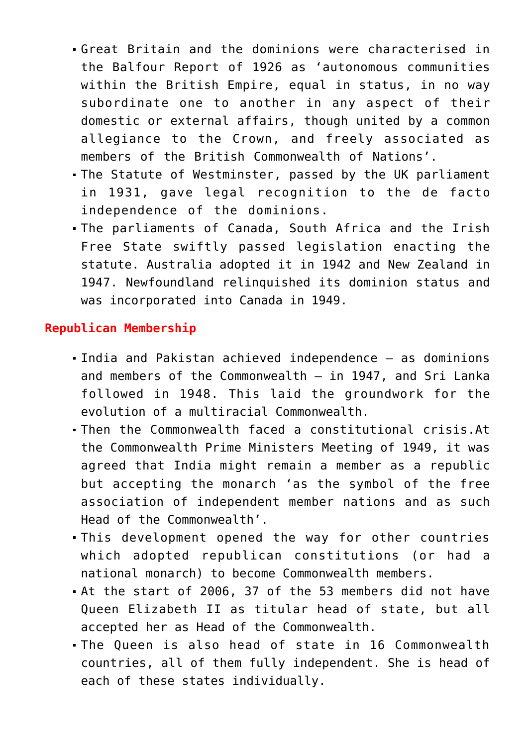- Great Britain and the dominions were characterised in the Balfour Report of 1926 as 'autonomous communities within the British Empire, equal in status, in no way subordinate one to another in any aspect of their domestic or external affairs, though united by a common allegiance to the Crown, and freely associated as members of the British Commonwealth of Nations'.
- The Statute of Westminster, passed by the UK parliament in 1931, gave legal recognition to the de facto independence of the dominions.
- The parliaments of Canada, South Africa and the Irish Free State swiftly passed legislation enacting the statute. Australia adopted it in 1942 and New Zealand in 1947. Newfoundland relinquished its dominion status and was incorporated into Canada in 1949.

## Republican Membership

- India and Pakistan achieved independence – as dominions and members of the Commonwealth – in 1947, and Sri Lanka followed in 1948. This laid the groundwork for the evolution of a multiracial Commonwealth.
- Then the Commonwealth faced a constitutional crisis.At the Commonwealth Prime Ministers Meeting of 1949, it was agreed that India might remain a member as a republic but accepting the monarch 'as the symbol of the free association of independent member nations and as such Head of the Commonwealth'.
- This development opened the way for other countries which adopted republican constitutions (or had a national monarch) to become Commonwealth members.
- At the start of 2006, 37 of the 53 members did not have Queen Elizabeth II as titular head of state, but all accepted her as Head of the Commonwealth.
- The Queen is also head of state in 16 Commonwealth countries, all of them fully independent. She is head of each of these states individually.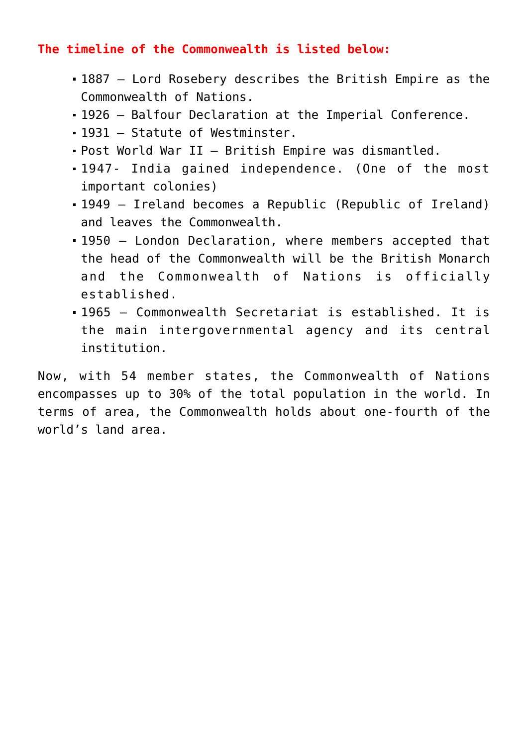**The timeline of the Commonwealth is listed below:**

- 1887 – Lord Rosebery describes the British Empire as the Commonwealth of Nations.
- 1926 – Balfour Declaration at the Imperial Conference.
- 1931 – Statute of Westminster.
- Post World War II – British Empire was dismantled.
- 1947- India gained independence. (One of the most important colonies)
- 1949 – Ireland becomes a Republic (Republic of Ireland) and leaves the Commonwealth.
- 1950 – London Declaration, where members accepted that the head of the Commonwealth will be the British Monarch and the Commonwealth of Nations is officially established.
- 1965 – Commonwealth Secretariat is established. It is the main intergovernmental agency and its central institution.

Now, with 54 member states, the Commonwealth of Nations encompasses up to 30% of the total population in the world. In terms of area, the Commonwealth holds about one-fourth of the world's land area.